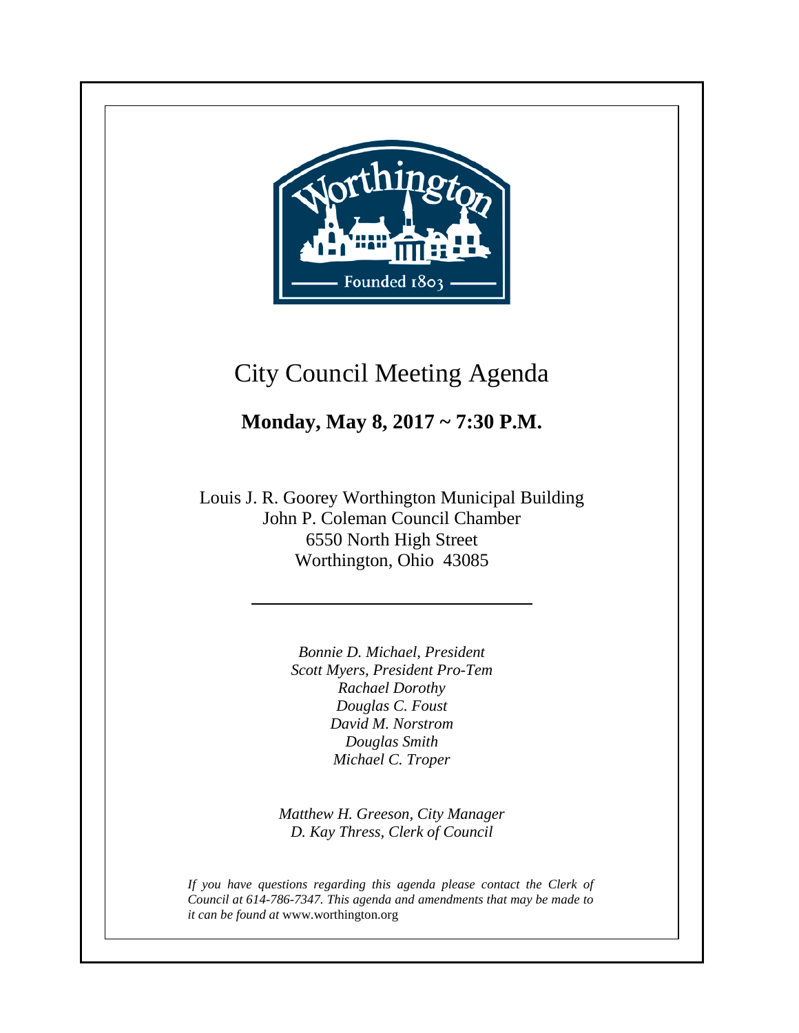# City Council Meeting Agenda

**Monday, May 8, 2017 ~ 7:30 P.M.**

Louis J. R. Goorey Worthington Municipal Building
John P. Coleman Council Chamber
6550 North High Street
Worthington, Ohio 43085

---

*Bonnie D. Michael, President*
*Scott Myers, President Pro-Tem*
*Rachael Dorothy*
*Douglas C. Foust*
*David M. Norstrom*
*Douglas Smith*
*Michael C. Troper*

*Matthew H. Greeson, City Manager*
*D. Kay Thress, Clerk of Council*

*If you have questions regarding this agenda please contact the Clerk of Council at 614-786-7347. This agenda and amendments that may be made to it can be found at* www.worthington.org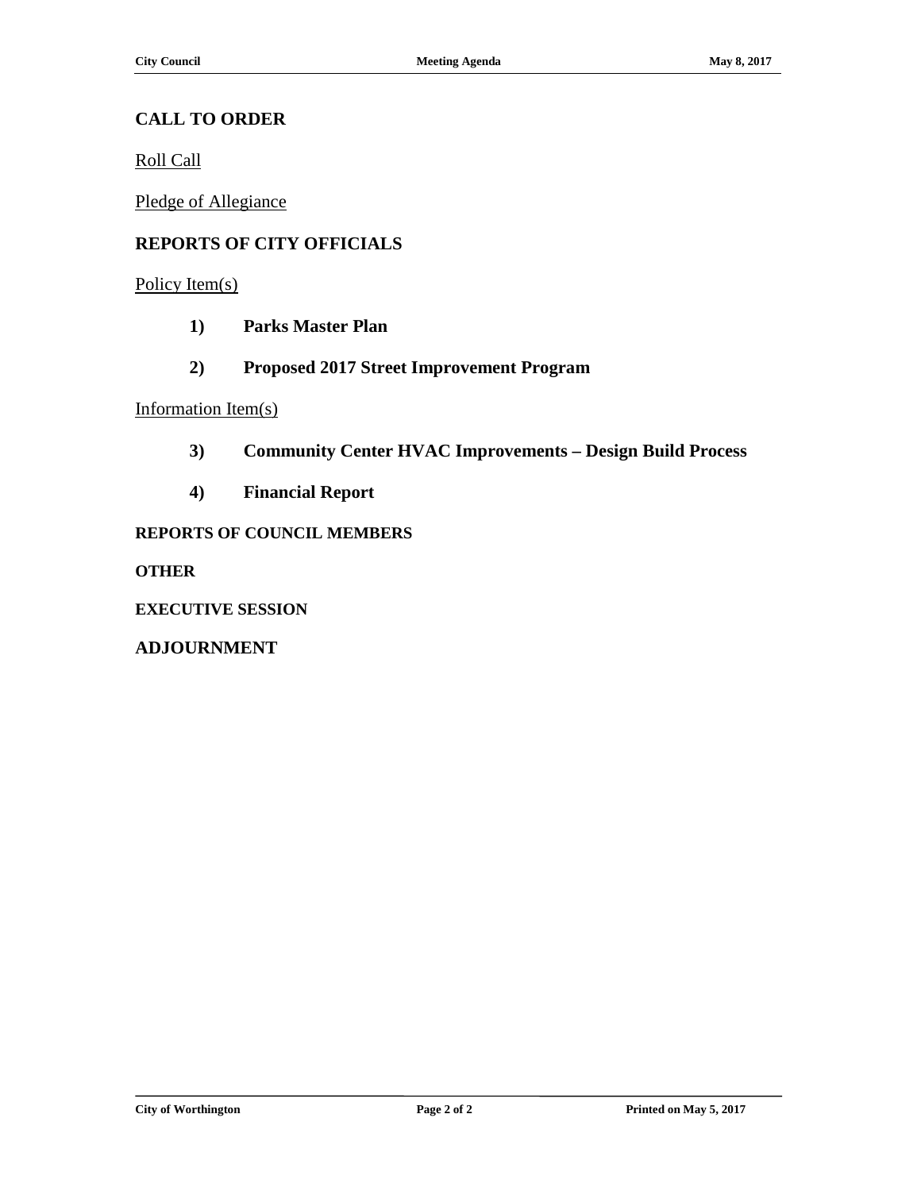## CALL TO ORDER

Roll Call

Pledge of Allegiance

## REPORTS OF CITY OFFICIALS

Policy Item(s)

**1) Parks Master Plan**

**2) Proposed 2017 Street Improvement Program**

Information Item(s)

**3) Community Center HVAC Improvements – Design Build Process**

**4) Financial Report**

**REPORTS OF COUNCIL MEMBERS**

**OTHER**

**EXECUTIVE SESSION**

## ADJOURNMENT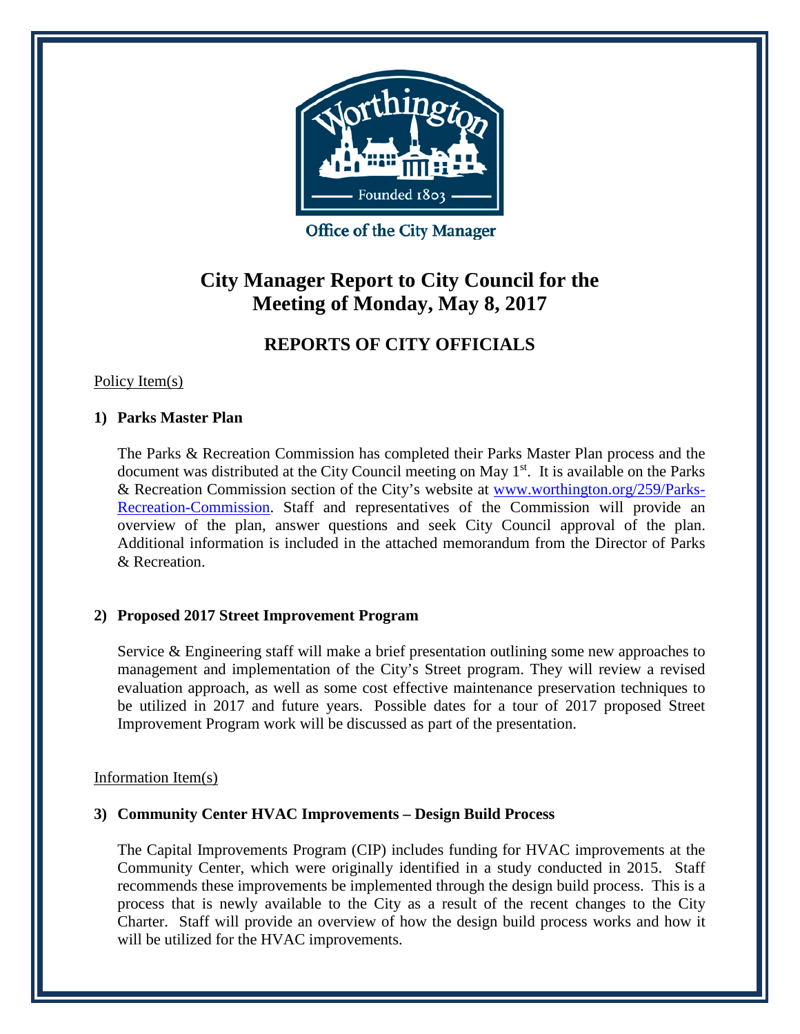Office of the City Manager

# City Manager Report to City Council for the Meeting of Monday, May 8, 2017

## REPORTS OF CITY OFFICIALS

Policy Item(s)

**1) Parks Master Plan**

The Parks & Recreation Commission has completed their Parks Master Plan process and the document was distributed at the City Council meeting on May 1st. It is available on the Parks & Recreation Commission section of the City's website at [www.worthington.org/259/Parks-Recreation-Commission](www.worthington.org/259/Parks-Recreation-Commission). Staff and representatives of the Commission will provide an overview of the plan, answer questions and seek City Council approval of the plan. Additional information is included in the attached memorandum from the Director of Parks & Recreation.

**2) Proposed 2017 Street Improvement Program**

Service & Engineering staff will make a brief presentation outlining some new approaches to management and implementation of the City's Street program. They will review a revised evaluation approach, as well as some cost effective maintenance preservation techniques to be utilized in 2017 and future years. Possible dates for a tour of 2017 proposed Street Improvement Program work will be discussed as part of the presentation.

Information Item(s)

**3) Community Center HVAC Improvements – Design Build Process**

The Capital Improvements Program (CIP) includes funding for HVAC improvements at the Community Center, which were originally identified in a study conducted in 2015. Staff recommends these improvements be implemented through the design build process. This is a process that is newly available to the City as a result of the recent changes to the City Charter. Staff will provide an overview of how the design build process works and how it will be utilized for the HVAC improvements.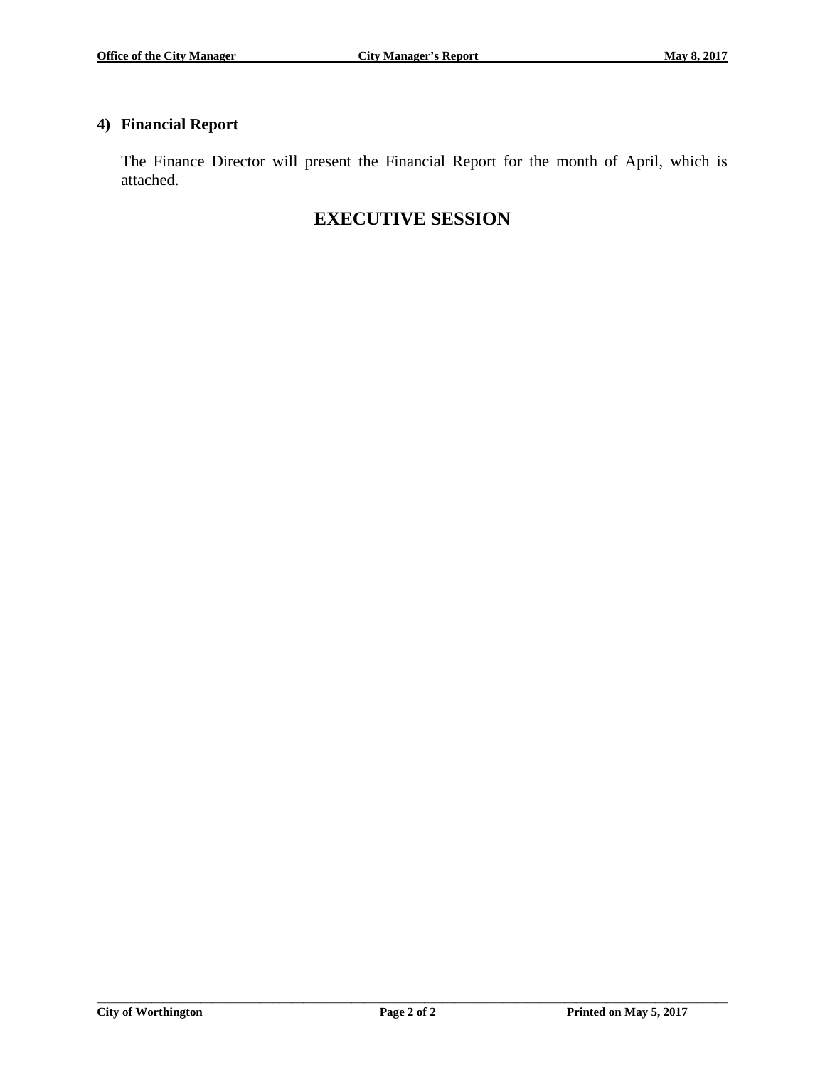## 4) Financial Report

The Finance Director will present the Financial Report for the month of April, which is attached.

# EXECUTIVE SESSION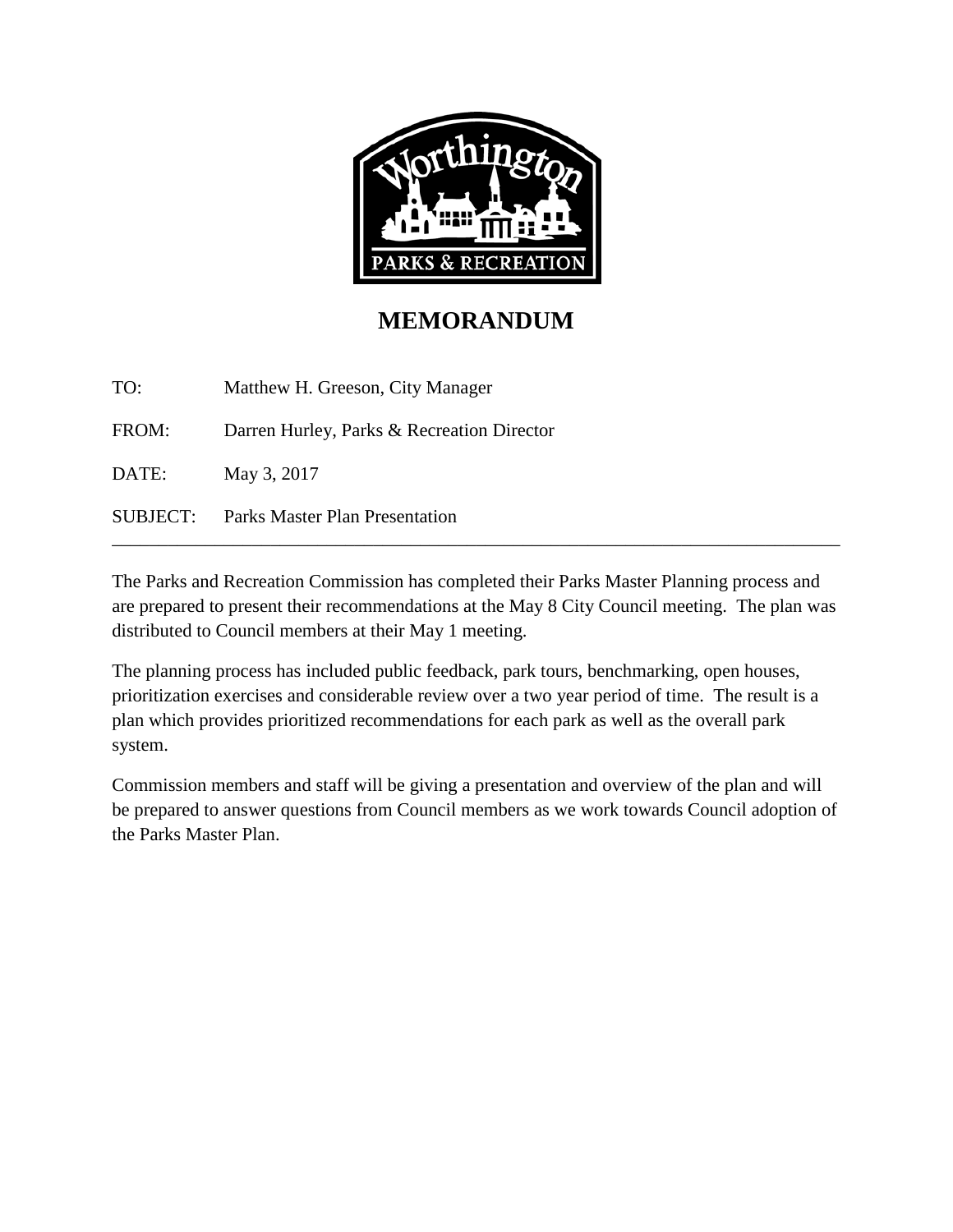# MEMORANDUM

TO: Matthew H. Greeson, City Manager

FROM: Darren Hurley, Parks & Recreation Director

DATE: May 3, 2017

SUBJECT: Parks Master Plan Presentation

---

The Parks and Recreation Commission has completed their Parks Master Planning process and are prepared to present their recommendations at the May 8 City Council meeting. The plan was distributed to Council members at their May 1 meeting.

The planning process has included public feedback, park tours, benchmarking, open houses, prioritization exercises and considerable review over a two year period of time. The result is a plan which provides prioritized recommendations for each park as well as the overall park system.

Commission members and staff will be giving a presentation and overview of the plan and will be prepared to answer questions from Council members as we work towards Council adoption of the Parks Master Plan.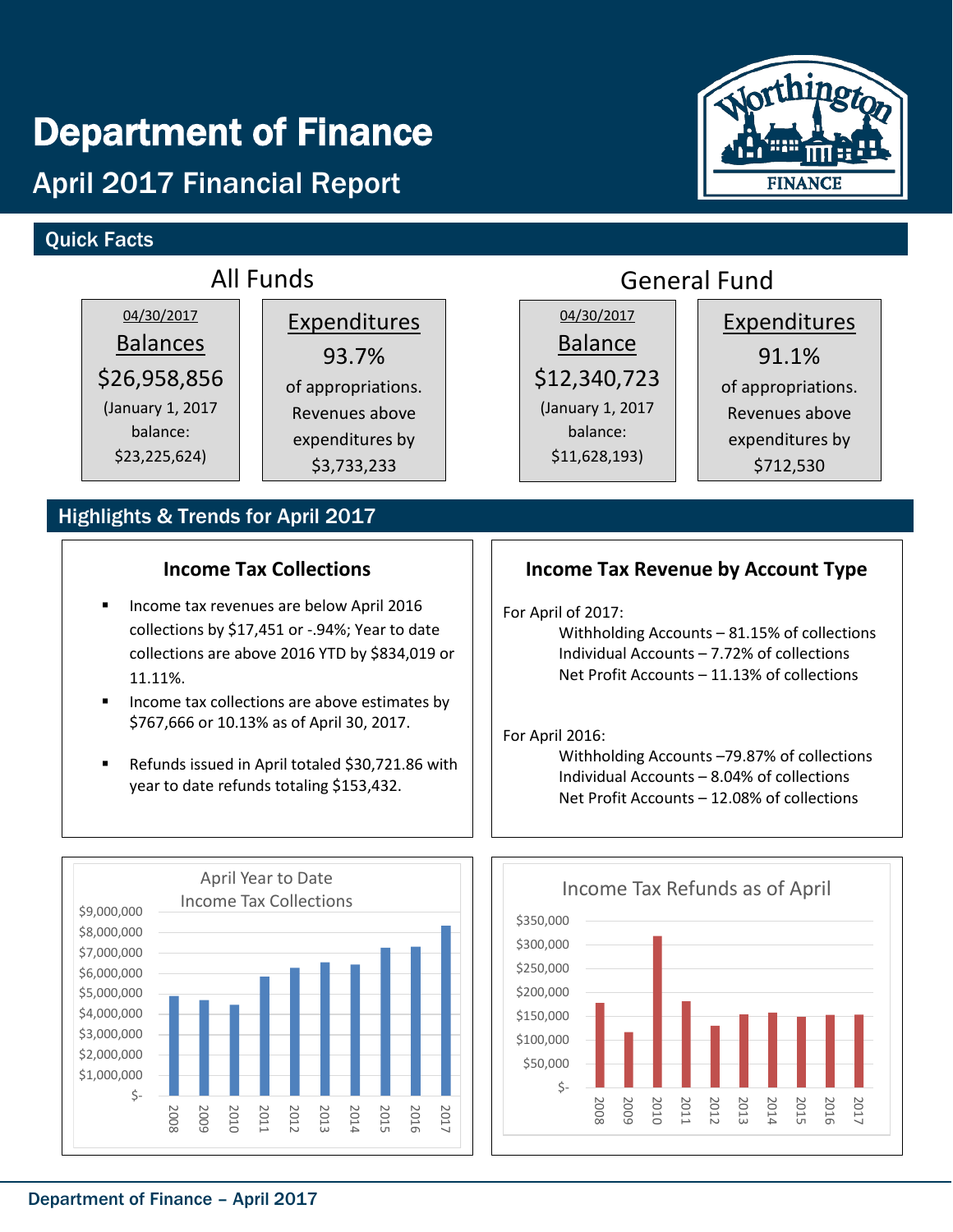# Department of Finance

## April 2017 Financial Report

Worthington FINANCE

## Quick Facts

### All Funds

04/30/2017
Balances
$26,958,856
(January 1, 2017 balance: $23,225,624)

Expenditures
93.7%
of appropriations. Revenues above expenditures by $3,733,233

### General Fund

04/30/2017
Balance
$12,340,723
(January 1, 2017 balance: $11,628,193)

Expenditures
91.1%
of appropriations. Revenues above expenditures by $712,530

## Highlights & Trends for April 2017

### Income Tax Collections

- Income tax revenues are below April 2016 collections by $17,451 or -.94%; Year to date collections are above 2016 YTD by $834,019 or 11.11%.
- Income tax collections are above estimates by $767,666 or 10.13% as of April 30, 2017.
- Refunds issued in April totaled $30,721.86 with year to date refunds totaling $153,432.

### Income Tax Revenue by Account Type

For April of 2017:
Withholding Accounts – 81.15% of collections
Individual Accounts – 7.72% of collections
Net Profit Accounts – 11.13% of collections

For April 2016:
Withholding Accounts –79.87% of collections
Individual Accounts – 8.04% of collections
Net Profit Accounts – 12.08% of collections

April Year to Date
Income Tax Collections

$9,000,000
$8,000,000
$7,000,000
$6,000,000
$5,000,000
$4,000,000
$3,000,000
$2,000,000
$1,000,000
$-

2008 2009 2010 2011 2012 2013 2014 2015 2016 2017

Income Tax Refunds as of April

$350,000
$300,000
$250,000
$200,000
$150,000
$100,000
$50,000
$-

2008 2009 2010 2011 2012 2013 2014 2015 2016 2017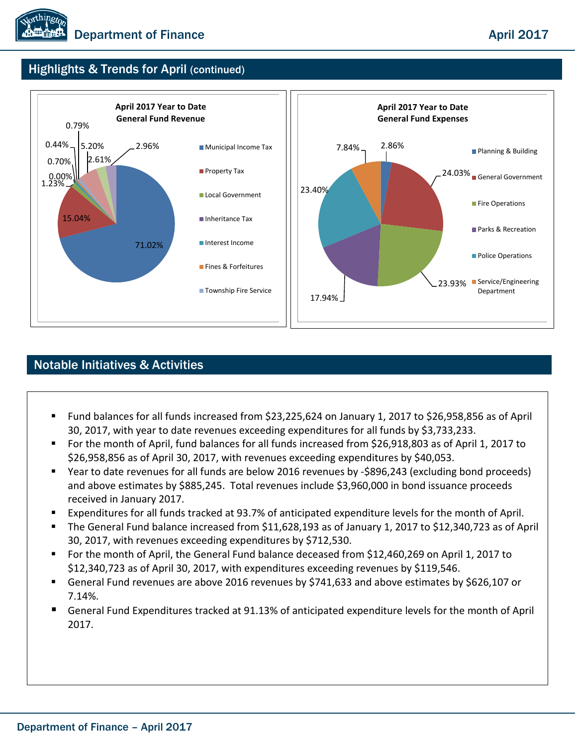## Highlights & Trends for April (continued)

**April 2017 Year to Date General Fund Revenue**

0.79%
0.44%
5.20%
2.96%
0.70%
2.61%
0.00%
1.23%
15.04%
71.02%

- Municipal Income Tax
- Property Tax
- Local Government
- Inheritance Tax
- Interest Income
- Fines & Forfeitures
- Township Fire Service

**April 2017 Year to Date General Fund Expenses**

7.84%
2.86%
24.03%
23.40%
23.93%
17.94%

- Planning & Building
- General Government
- Fire Operations
- Parks & Recreation
- Police Operations
- Service/Engineering Department

## Notable Initiatives & Activities

- Fund balances for all funds increased from $23,225,624 on January 1, 2017 to $26,958,856 as of April 30, 2017, with year to date revenues exceeding expenditures for all funds by $3,733,233.
- For the month of April, fund balances for all funds increased from $26,918,803 as of April 1, 2017 to $26,958,856 as of April 30, 2017, with revenues exceeding expenditures by $40,053.
- Year to date revenues for all funds are below 2016 revenues by -$896,243 (excluding bond proceeds) and above estimates by $885,245. Total revenues include $3,960,000 in bond issuance proceeds received in January 2017.
- Expenditures for all funds tracked at 93.7% of anticipated expenditure levels for the month of April.
- The General Fund balance increased from $11,628,193 as of January 1, 2017 to $12,340,723 as of April 30, 2017, with revenues exceeding expenditures by $712,530.
- For the month of April, the General Fund balance deceased from $12,460,269 on April 1, 2017 to $12,340,723 as of April 30, 2017, with expenditures exceeding revenues by $119,546.
- General Fund revenues are above 2016 revenues by $741,633 and above estimates by $626,107 or 7.14%.
- General Fund Expenditures tracked at 91.13% of anticipated expenditure levels for the month of April 2017.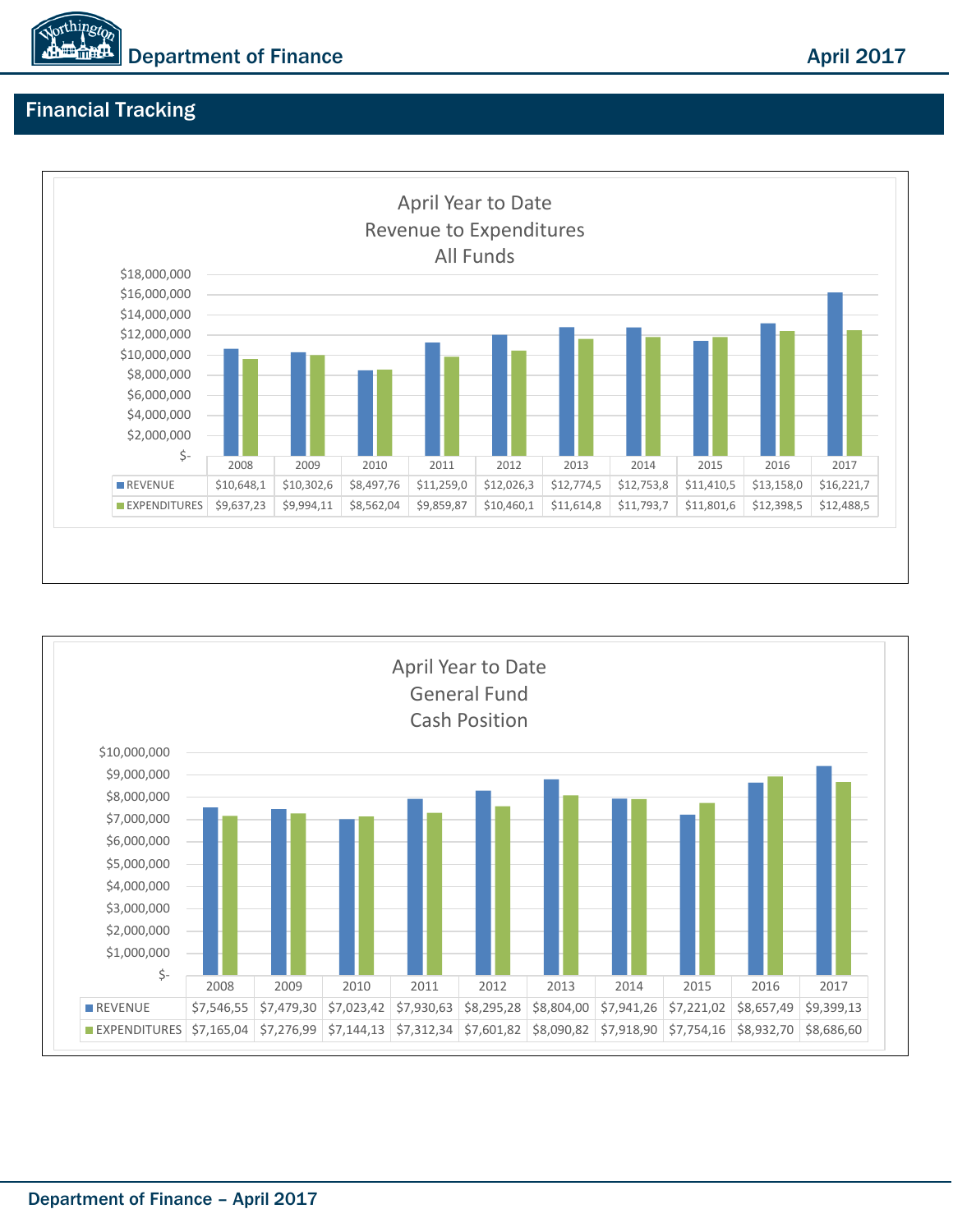## Financial Tracking

April Year to Date
Revenue to Expenditures
All Funds

$18,000,000
$16,000,000
$14,000,000
$12,000,000
$10,000,000
$8,000,000
$6,000,000
$4,000,000
$2,000,000
$-

2008 2009 2010 2011 2012 2013 2014 2015 2016 2017

REVENUE $10,648,1 $10,302,6 $8,497,76 $11,259,0 $12,026,3 $12,774,5 $12,753,8 $11,410,5 $13,158,0 $16,221,7

EXPENDITURES $9,637,23 $9,994,11 $8,562,04 $9,859,87 $10,460,1 $11,614,8 $11,793,7 $11,801,6 $12,398,5 $12,488,5

April Year to Date
General Fund
Cash Position

$10,000,000
$9,000,000
$8,000,000
$7,000,000
$6,000,000
$5,000,000
$4,000,000
$3,000,000
$2,000,000
$1,000,000
$-

2008 2009 2010 2011 2012 2013 2014 2015 2016 2017

REVENUE $7,546,55 $7,479,30 $7,023,42 $7,930,63 $8,295,28 $8,804,00 $7,941,26 $7,221,02 $8,657,49 $9,399,13

EXPENDITURES $7,165,04 $7,276,99 $7,144,13 $7,312,34 $7,601,82 $8,090,82 $7,918,90 $7,754,16 $8,932,70 $8,686,60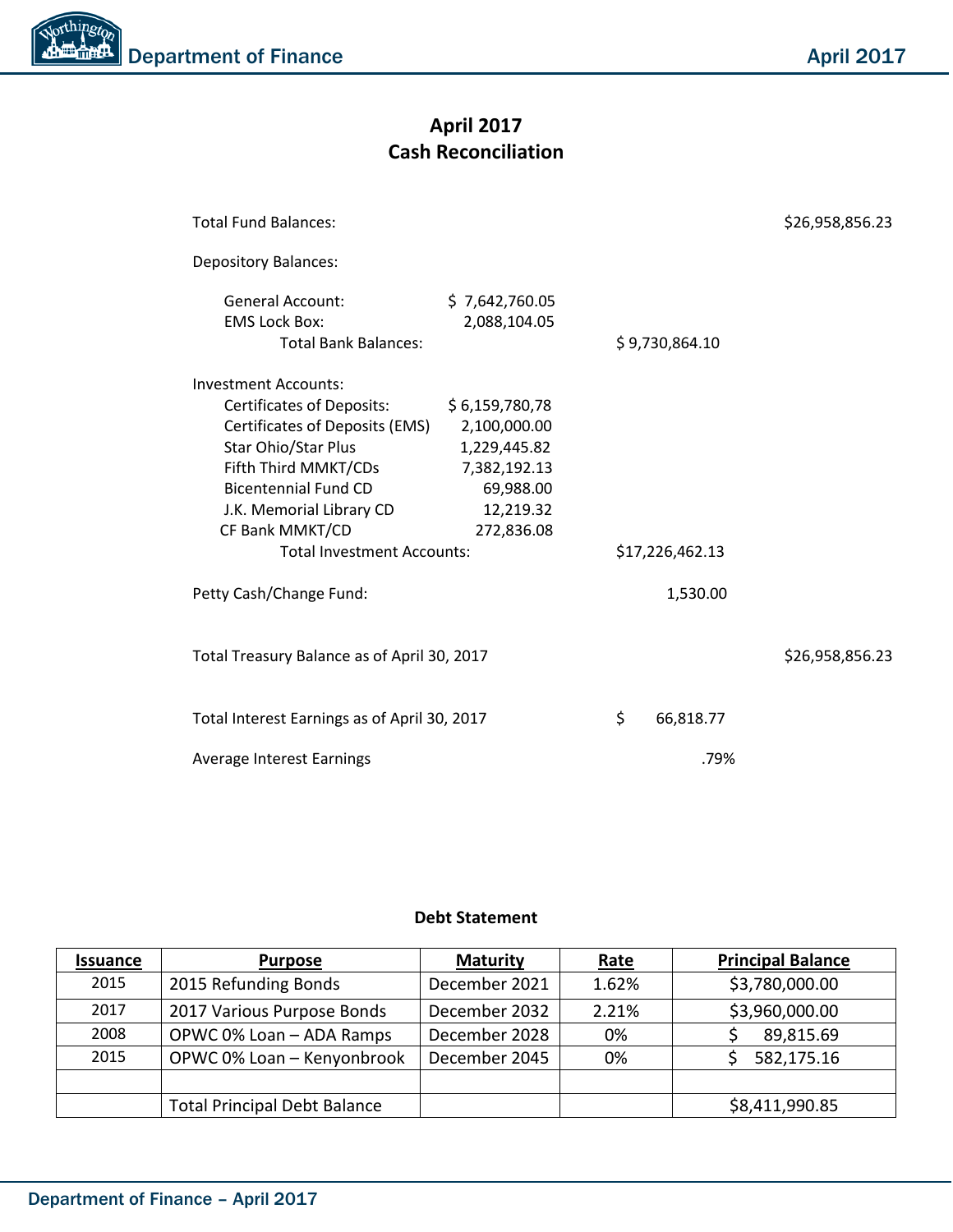# April 2017
# Cash Reconciliation

| | | | |
|---|---|---|---|
| Total Fund Balances: | | | $26,958,856.23 |
| Depository Balances: | | | |
| General Account: | $ 7,642,760.05 | | |
| EMS Lock Box: | 2,088,104.05 | | |
| Total Bank Balances: | | $ 9,730,864.10 | |
| Investment Accounts: | | | |
| Certificates of Deposits: | $ 6,159,780,78 | | |
| Certificates of Deposits (EMS) | 2,100,000.00 | | |
| Star Ohio/Star Plus | 1,229,445.82 | | |
| Fifth Third MMKT/CDs | 7,382,192.13 | | |
| Bicentennial Fund CD | 69,988.00 | | |
| J.K. Memorial Library CD | 12,219.32 | | |
| CF Bank MMKT/CD | 272,836.08 | | |
| Total Investment Accounts: | | $17,226,462.13 | |
| Petty Cash/Change Fund: | | 1,530.00 | |
| Total Treasury Balance as of April 30, 2017 | | | $26,958,856.23 |
| Total Interest Earnings as of April 30, 2017 | | $ 66,818.77 | |
| Average Interest Earnings | | .79% | |

**Debt Statement**

| Issuance | Purpose | Maturity | Rate | Principal Balance |
|---|---|---|---|---|
| 2015 | 2015 Refunding Bonds | December 2021 | 1.62% | $3,780,000.00 |
| 2017 | 2017 Various Purpose Bonds | December 2032 | 2.21% | $3,960,000.00 |
| 2008 | OPWC 0% Loan – ADA Ramps | December 2028 | 0% | $ 89,815.69 |
| 2015 | OPWC 0% Loan – Kenyonbrook | December 2045 | 0% | $ 582,175.16 |
| | | | | |
| | Total Principal Debt Balance | | | $8,411,990.85 |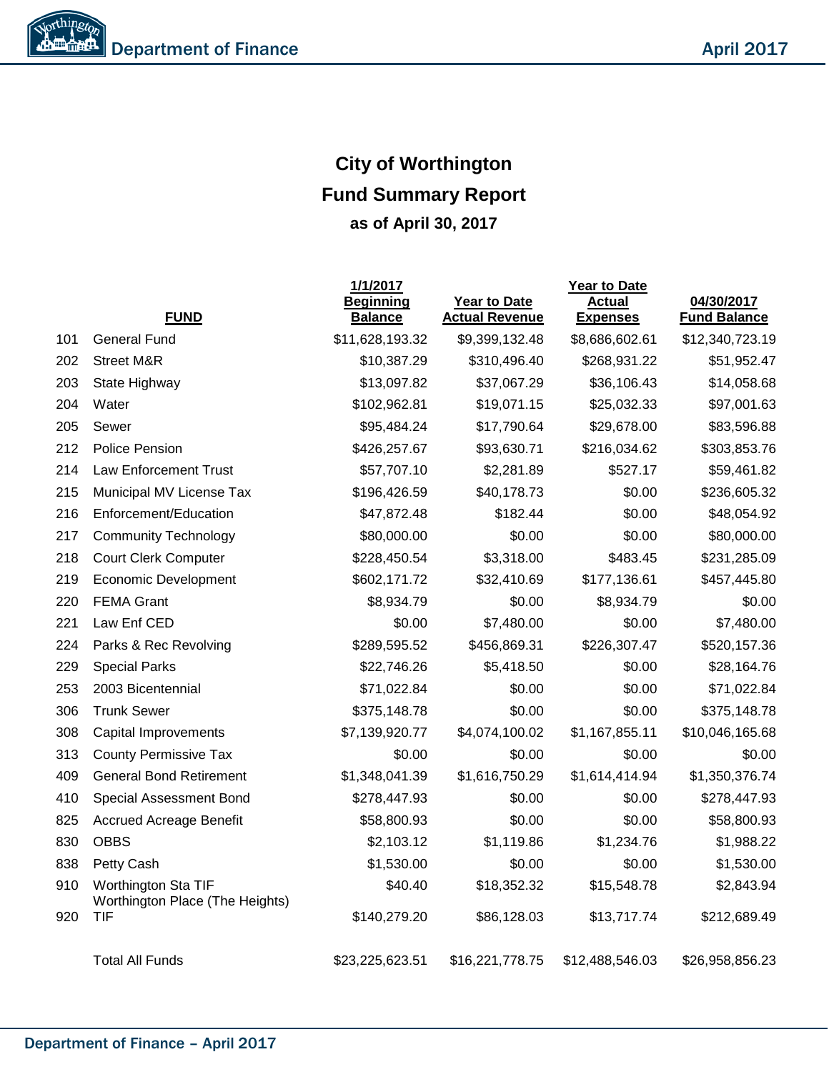# City of Worthington
## Fund Summary Report
### as of April 30, 2017

| | FUND | 1/1/2017 Beginning Balance | Year to Date Actual Revenue | Year to Date Actual Expenses | 04/30/2017 Fund Balance |
|---|---|---|---|---|---|
| 101 | General Fund | $11,628,193.32 | $9,399,132.48 | $8,686,602.61 | $12,340,723.19 |
| 202 | Street M&R | $10,387.29 | $310,496.40 | $268,931.22 | $51,952.47 |
| 203 | State Highway | $13,097.82 | $37,067.29 | $36,106.43 | $14,058.68 |
| 204 | Water | $102,962.81 | $19,071.15 | $25,032.33 | $97,001.63 |
| 205 | Sewer | $95,484.24 | $17,790.64 | $29,678.00 | $83,596.88 |
| 212 | Police Pension | $426,257.67 | $93,630.71 | $216,034.62 | $303,853.76 |
| 214 | Law Enforcement Trust | $57,707.10 | $2,281.89 | $527.17 | $59,461.82 |
| 215 | Municipal MV License Tax | $196,426.59 | $40,178.73 | $0.00 | $236,605.32 |
| 216 | Enforcement/Education | $47,872.48 | $182.44 | $0.00 | $48,054.92 |
| 217 | Community Technology | $80,000.00 | $0.00 | $0.00 | $80,000.00 |
| 218 | Court Clerk Computer | $228,450.54 | $3,318.00 | $483.45 | $231,285.09 |
| 219 | Economic Development | $602,171.72 | $32,410.69 | $177,136.61 | $457,445.80 |
| 220 | FEMA Grant | $8,934.79 | $0.00 | $8,934.79 | $0.00 |
| 221 | Law Enf CED | $0.00 | $7,480.00 | $0.00 | $7,480.00 |
| 224 | Parks & Rec Revolving | $289,595.52 | $456,869.31 | $226,307.47 | $520,157.36 |
| 229 | Special Parks | $22,746.26 | $5,418.50 | $0.00 | $28,164.76 |
| 253 | 2003 Bicentennial | $71,022.84 | $0.00 | $0.00 | $71,022.84 |
| 306 | Trunk Sewer | $375,148.78 | $0.00 | $0.00 | $375,148.78 |
| 308 | Capital Improvements | $7,139,920.77 | $4,074,100.02 | $1,167,855.11 | $10,046,165.68 |
| 313 | County Permissive Tax | $0.00 | $0.00 | $0.00 | $0.00 |
| 409 | General Bond Retirement | $1,348,041.39 | $1,616,750.29 | $1,614,414.94 | $1,350,376.74 |
| 410 | Special Assessment Bond | $278,447.93 | $0.00 | $0.00 | $278,447.93 |
| 825 | Accrued Acreage Benefit | $58,800.93 | $0.00 | $0.00 | $58,800.93 |
| 830 | OBBS | $2,103.12 | $1,119.86 | $1,234.76 | $1,988.22 |
| 838 | Petty Cash | $1,530.00 | $0.00 | $0.00 | $1,530.00 |
| 910 | Worthington Sta TIF | $40.40 | $18,352.32 | $15,548.78 | $2,843.94 |
| 920 | Worthington Place (The Heights) TIF | $140,279.20 | $86,128.03 | $13,717.74 | $212,689.49 |
| | Total All Funds | $23,225,623.51 | $16,221,778.75 | $12,488,546.03 | $26,958,856.23 |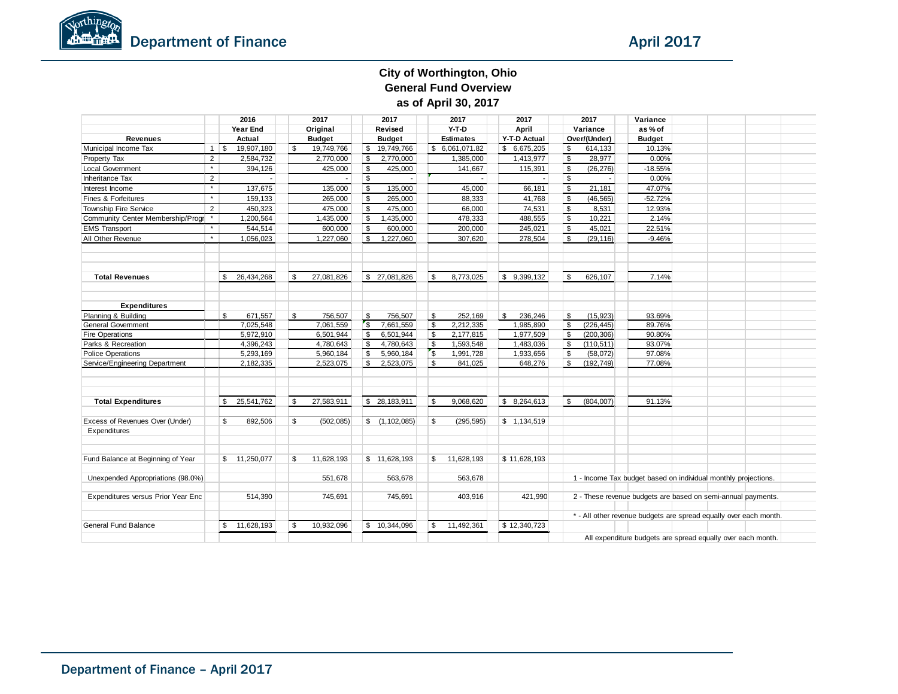# City of Worthington, Ohio
## General Fund Overview
### as of April 30, 2017

| Revenues | | 2016 Year End Actual | 2017 Original Budget | 2017 Revised Budget | 2017 Y-T-D Estimates | 2017 April Y-T-D Actual | 2017 Variance Over/(Under) | Variance as % of Budget |
|---|---|---|---|---|---|---|---|---|
| Municipal Income Tax | 1 | $ 19,907,180 | $ 19,749,766 | $ 19,749,766 | $ 6,061,071.82 | $ 6,675,205 | $ 614,133 | 10.13% |
| Property Tax | 2 | 2,584,732 | 2,770,000 | $ 2,770,000 | 1,385,000 | 1,413,977 | $ 28,977 | 0.00% |
| Local Government | * | 394,126 | 425,000 | $ 425,000 | 141,667 | 115,391 | $ (26,276) | -18.55% |
| Inheritance Tax | 2 | - | - | $ - | - | - | $ - | 0.00% |
| Interest Income | * | 137,675 | 135,000 | $ 135,000 | 45,000 | 66,181 | $ 21,181 | 47.07% |
| Fines & Forfeitures | * | 159,133 | 265,000 | $ 265,000 | 88,333 | 41,768 | $ (46,565) | -52.72% |
| Township Fire Service | 2 | 450,323 | 475,000 | $ 475,000 | 66,000 | 74,531 | $ 8,531 | 12.93% |
| Community Center Membership/Progr | * | 1,200,564 | 1,435,000 | $ 1,435,000 | 478,333 | 488,555 | $ 10,221 | 2.14% |
| EMS Transport | * | 544,514 | 600,000 | $ 600,000 | 200,000 | 245,021 | $ 45,021 | 22.51% |
| All Other Revenue | * | 1,056,023 | 1,227,060 | $ 1,227,060 | 307,620 | 278,504 | $ (29,116) | -9.46% |
| **Total Revenues** | | $ 26,434,268 | $ 27,081,826 | $ 27,081,826 | $ 8,773,025 | $ 9,399,132 | $ 626,107 | 7.14% |
| **Expenditures** | | | | | | | | |
| Planning & Building | | $ 671,557 | $ 756,507 | $ 756,507 | $ 252,169 | $ 236,246 | $ (15,923) | 93.69% |
| General Government | | 7,025,548 | 7,061,559 | $ 7,661,559 | $ 2,212,335 | 1,985,890 | $ (226,445) | 89.76% |
| Fire Operations | | 5,972,910 | 6,501,944 | $ 6,501,944 | $ 2,177,815 | 1,977,509 | $ (200,306) | 90.80% |
| Parks & Recreation | | 4,396,243 | 4,780,643 | $ 4,780,643 | $ 1,593,548 | 1,483,036 | $ (110,511) | 93.07% |
| Police Operations | | 5,293,169 | 5,960,184 | $ 5,960,184 | $ 1,991,728 | 1,933,656 | $ (58,072) | 97.08% |
| Service/Engineering Department | | 2,182,335 | 2,523,075 | $ 2,523,075 | $ 841,025 | 648,276 | $ (192,749) | 77.08% |
| **Total Expenditures** | | $ 25,541,762 | $ 27,583,911 | $ 28,183,911 | $ 9,068,620 | $ 8,264,613 | $ (804,007) | 91.13% |
| Excess of Revenues Over (Under) Expenditures | | $ 892,506 | $ (502,085) | $ (1,102,085) | $ (295,595) | $ 1,134,519 | | |
| Fund Balance at Beginning of Year | | $ 11,250,077 | $ 11,628,193 | $ 11,628,193 | $ 11,628,193 | $ 11,628,193 | | |
| Unexpended Appropriations (98.0%) | | | 551,678 | 563,678 | 563,678 | | | |
| Expenditures versus Prior Year Enc | | 514,390 | 745,691 | 745,691 | 403,916 | 421,990 | | |
| General Fund Balance | | $ 11,628,193 | $ 10,932,096 | $ 10,344,096 | $ 11,492,361 | $ 12,340,723 | | |

1 - Income Tax budget based on individual monthly projections.

2 - These revenue budgets are based on semi-annual payments.

\* - All other revenue budgets are spread equally over each month.

All expenditure budgets are spread equally over each month.